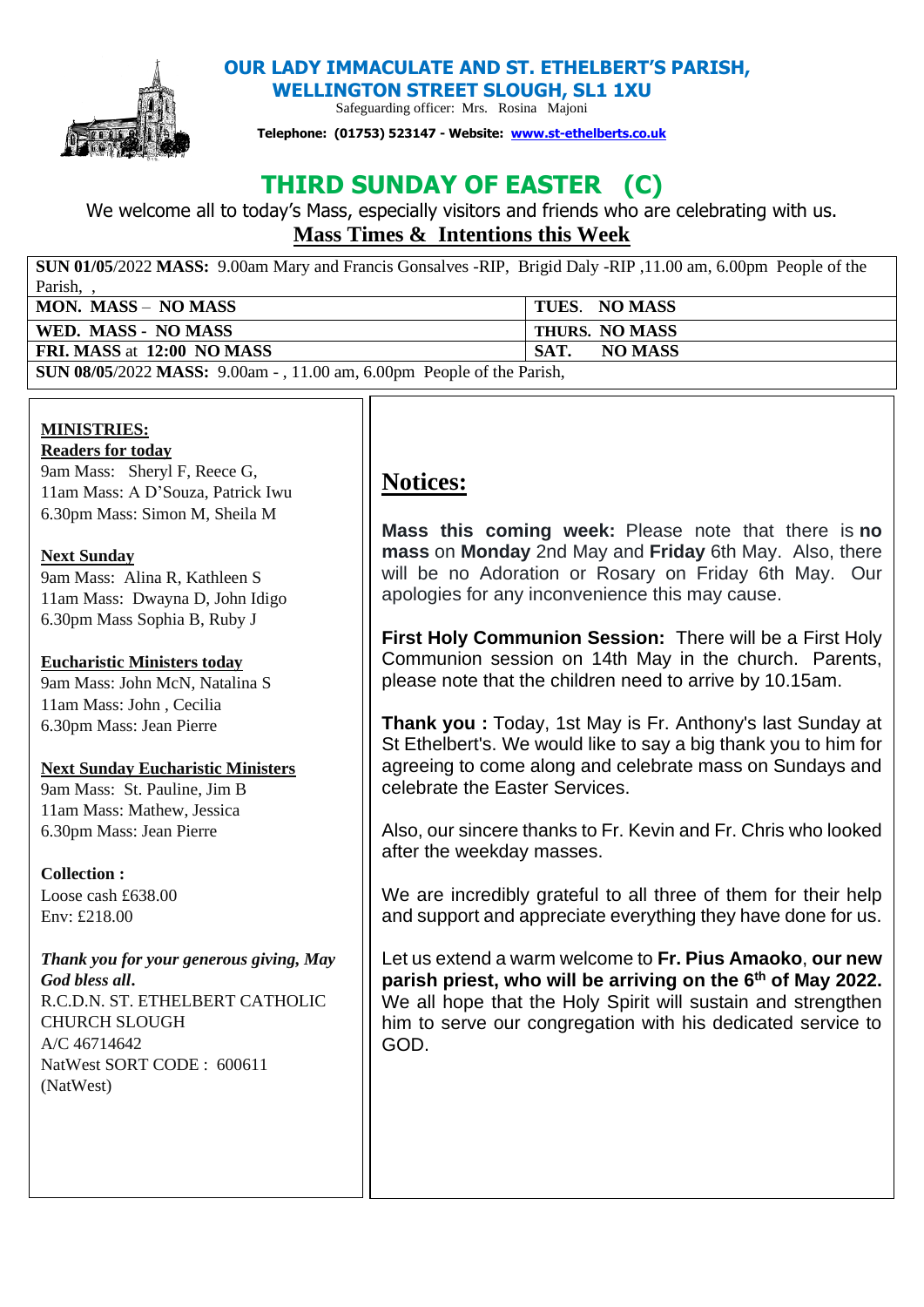# OUR LADY IMMACULATE AND ST. ETHELBERT'S PARISH, WELLINGTON STREET SLOUGH, SL1 1XU

Safeguarding officer: Mrs. Rosina Majoni

**Telephone: (01753) 523147 - Website: www.st-ethelberts.co.uk**

# THIRD SUNDAY OF EASTER (C)

We welcome all to today's Mass, especially visitors and friends who are celebrating with us.

## Mass Times & Intentions this Week

| **SUN 01/05**/2022 **MASS:** 9.00am Mary and Francis Gonsalves -RIP, Brigid Daly -RIP ,11.00 am, 6.00pm People of the Parish, , | |
|---|---|
| **MON. MASS – NO MASS** | **TUES. NO MASS** |
| **WED. MASS - NO MASS** | **THURS. NO MASS** |
| **FRI. MASS** at **12:00 NO MASS** | **SAT. NO MASS** |
| **SUN 08/05**/2022 **MASS:** 9.00am - , 11.00 am, 6.00pm People of the Parish, | |

**MINISTRIES:**

**Readers for today**

9am Mass: Sheryl F, Reece G,
11am Mass: A D'Souza, Patrick Iwu
6.30pm Mass: Simon M, Sheila M

**Next Sunday**

9am Mass: Alina R, Kathleen S
11am Mass: Dwayna D, John Idigo
6.30pm Mass Sophia B, Ruby J

**Eucharistic Ministers today**

9am Mass: John McN, Natalina S
11am Mass: John , Cecilia
6.30pm Mass: Jean Pierre

**Next Sunday Eucharistic Ministers**

9am Mass: St. Pauline, Jim B
11am Mass: Mathew, Jessica
6.30pm Mass: Jean Pierre

**Collection :**

Loose cash £638.00
Env: £218.00

***Thank you for your generous giving, May God bless all.***

R.C.D.N. ST. ETHELBERT CATHOLIC CHURCH SLOUGH
A/C 46714642
NatWest SORT CODE : 600611
(NatWest)

## Notices:

**Mass this coming week:** Please note that there is **no mass** on **Monday** 2nd May and **Friday** 6th May. Also, there will be no Adoration or Rosary on Friday 6th May. Our apologies for any inconvenience this may cause.

**First Holy Communion Session:** There will be a First Holy Communion session on 14th May in the church. Parents, please note that the children need to arrive by 10.15am.

**Thank you :** Today, 1st May is Fr. Anthony's last Sunday at St Ethelbert's. We would like to say a big thank you to him for agreeing to come along and celebrate mass on Sundays and celebrate the Easter Services.

Also, our sincere thanks to Fr. Kevin and Fr. Chris who looked after the weekday masses.

We are incredibly grateful to all three of them for their help and support and appreciate everything they have done for us.

Let us extend a warm welcome to **Fr. Pius Amaoko**, **our new parish priest, who will be arriving on the 6th of May 2022.** We all hope that the Holy Spirit will sustain and strengthen him to serve our congregation with his dedicated service to GOD.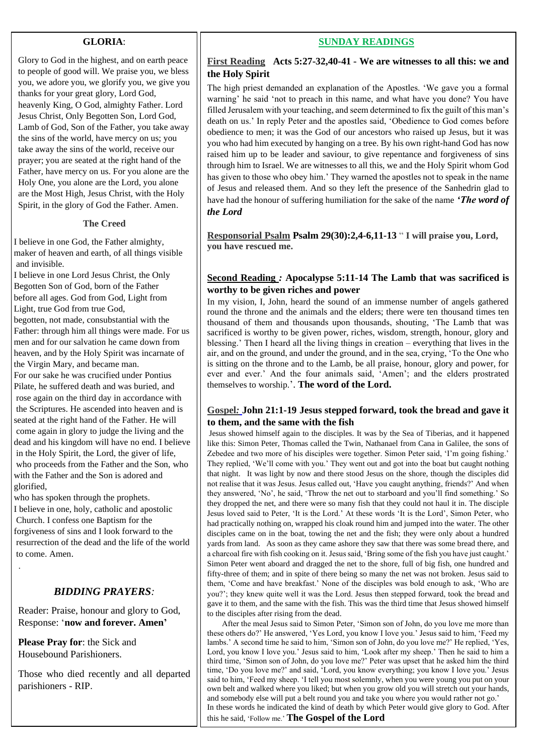## GLORIA:

Glory to God in the highest, and on earth peace to people of good will. We praise you, we bless you, we adore you, we glorify you, we give you thanks for your great glory, Lord God, heavenly King, O God, almighty Father. Lord Jesus Christ, Only Begotten Son, Lord God, Lamb of God, Son of the Father, you take away the sins of the world, have mercy on us; you take away the sins of the world, receive our prayer; you are seated at the right hand of the Father, have mercy on us. For you alone are the Holy One, you alone are the Lord, you alone are the Most High, Jesus Christ, with the Holy Spirit, in the glory of God the Father. Amen.

### The Creed

I believe in one God, the Father almighty, maker of heaven and earth, of all things visible and invisible.
I believe in one Lord Jesus Christ, the Only Begotten Son of God, born of the Father before all ages. God from God, Light from Light, true God from true God, begotten, not made, consubstantial with the Father: through him all things were made. For us men and for our salvation he came down from heaven, and by the Holy Spirit was incarnate of the Virgin Mary, and became man.
For our sake he was crucified under Pontius Pilate, he suffered death and was buried, and rose again on the third day in accordance with the Scriptures. He ascended into heaven and is seated at the right hand of the Father. He will come again in glory to judge the living and the dead and his kingdom will have no end. I believe in the Holy Spirit, the Lord, the giver of life, who proceeds from the Father and the Son, who with the Father and the Son is adored and glorified, who has spoken through the prophets.
I believe in one, holy, catholic and apostolic Church. I confess one Baptism for the forgiveness of sins and I look forward to the resurrection of the dead and the life of the world to come. Amen.

### *BIDDING PRAYERS:*

Reader: Praise, honour and glory to God, Response: '**now and forever. Amen'**

**Please Pray for**: the Sick and Housebound Parishioners.

Those who died recently and all departed parishioners - RIP.

## SUNDAY READINGS

**First Reading Acts 5:27-32,40-41 - We are witnesses to all this: we and the Holy Spirit**

The high priest demanded an explanation of the Apostles. 'We gave you a formal warning' he said 'not to preach in this name, and what have you done? You have filled Jerusalem with your teaching, and seem determined to fix the guilt of this man's death on us.' In reply Peter and the apostles said, 'Obedience to God comes before obedience to men; it was the God of our ancestors who raised up Jesus, but it was you who had him executed by hanging on a tree. By his own right-hand God has now raised him up to be leader and saviour, to give repentance and forgiveness of sins through him to Israel. We are witnesses to all this, we and the Holy Spirit whom God has given to those who obey him.' They warned the apostles not to speak in the name of Jesus and released them. And so they left the presence of the Sanhedrin glad to have had the honour of suffering humiliation for the sake of the name ***'The word of the Lord***

**Responsorial Psalm Psalm 29(30):2,4-6,11-13 " I will praise you, Lord, you have rescued me.**

**Second Reading : Apocalypse 5:11-14 The Lamb that was sacrificed is worthy to be given riches and power**

In my vision, I, John, heard the sound of an immense number of angels gathered round the throne and the animals and the elders; there were ten thousand times ten thousand of them and thousands upon thousands, shouting, 'The Lamb that was sacrificed is worthy to be given power, riches, wisdom, strength, honour, glory and blessing.' Then I heard all the living things in creation – everything that lives in the air, and on the ground, and under the ground, and in the sea, crying, 'To the One who is sitting on the throne and to the Lamb, be all praise, honour, glory and power, for ever and ever.' And the four animals said, 'Amen'; and the elders prostrated themselves to worship.'. **The word of the Lord.**

**Gospel: John 21:1-19 Jesus stepped forward, took the bread and gave it to them, and the same with the fish**

Jesus showed himself again to the disciples. It was by the Sea of Tiberias, and it happened like this: Simon Peter, Thomas called the Twin, Nathanael from Cana in Galilee, the sons of Zebedee and two more of his disciples were together. Simon Peter said, 'I'm going fishing.' They replied, 'We'll come with you.' They went out and got into the boat but caught nothing that night. It was light by now and there stood Jesus on the shore, though the disciples did not realise that it was Jesus. Jesus called out, 'Have you caught anything, friends?' And when they answered, 'No', he said, 'Throw the net out to starboard and you'll find something.' So they dropped the net, and there were so many fish that they could not haul it in. The disciple Jesus loved said to Peter, 'It is the Lord.' At these words 'It is the Lord', Simon Peter, who had practically nothing on, wrapped his cloak round him and jumped into the water. The other disciples came on in the boat, towing the net and the fish; they were only about a hundred yards from land. As soon as they came ashore they saw that there was some bread there, and a charcoal fire with fish cooking on it. Jesus said, 'Bring some of the fish you have just caught.' Simon Peter went aboard and dragged the net to the shore, full of big fish, one hundred and fifty-three of them; and in spite of there being so many the net was not broken. Jesus said to them, 'Come and have breakfast.' None of the disciples was bold enough to ask, 'Who are you?'; they knew quite well it was the Lord. Jesus then stepped forward, took the bread and gave it to them, and the same with the fish. This was the third time that Jesus showed himself to the disciples after rising from the dead.

After the meal Jesus said to Simon Peter, 'Simon son of John, do you love me more than these others do?' He answered, 'Yes Lord, you know I love you.' Jesus said to him, 'Feed my lambs.' A second time he said to him, 'Simon son of John, do you love me?' He replied, 'Yes, Lord, you know I love you.' Jesus said to him, 'Look after my sheep.' Then he said to him a third time, 'Simon son of John, do you love me?' Peter was upset that he asked him the third time, 'Do you love me?' and said, 'Lord, you know everything; you know I love you.' Jesus said to him, 'Feed my sheep. 'I tell you most solemnly, when you were young you put on your own belt and walked where you liked; but when you grow old you will stretch out your hands, and somebody else will put a belt round you and take you where you would rather not go.' In these words he indicated the kind of death by which Peter would give glory to God. After this he said, 'Follow me.' **The Gospel of the Lord**